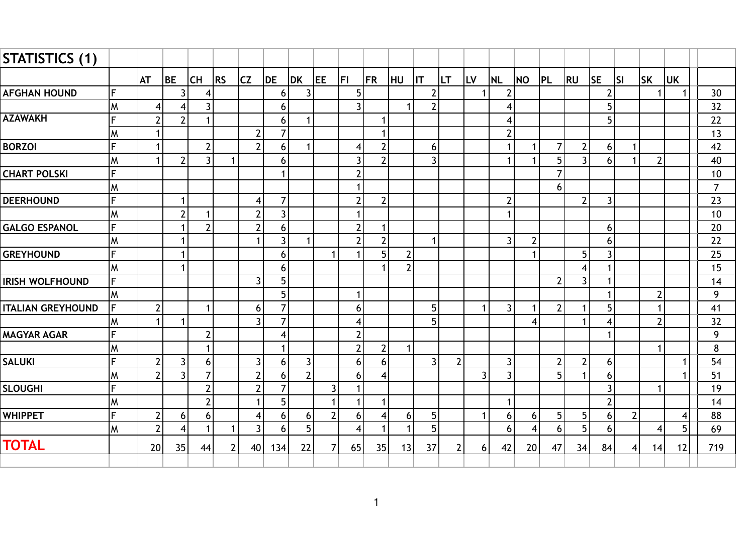# STATISTICS (1)

| | | AT | BE | CH | RS | CZ | DE | DK | EE | FI | FR | HU | IT | LT | LV | NL | NO | PL | RU | SE | SI | SK | UK | |
|---|---|---|---|---|---|---|---|---|---|---|---|---|---|---|---|---|---|---|---|---|---|---|---|---|
| **AFGHAN HOUND** | F | | 3 | 4 | | | 6 | 3 | | 5 | | | 2 | | 1 | 2 | | | | 2 | | 1 | 1 | 30 |
| | M | 4 | 4 | 3 | | | 6 | | | 3 | | 1 | 2 | | | 4 | | | | 5 | | | | 32 |
| **AZAWAKH** | F | 2 | 2 | 1 | | | 6 | 1 | | | 1 | | | | | 4 | | | | 5 | | | | 22 |
| | M | 1 | | | | 2 | 7 | | | | 1 | | | | | 2 | | | | | | | | 13 |
| **BORZOI** | F | 1 | | 2 | | 2 | 6 | 1 | | 4 | 2 | | 6 | | | 1 | 1 | 7 | 2 | 6 | 1 | | | 42 |
| | M | 1 | 2 | 3 | 1 | | 6 | | | 3 | 2 | | 3 | | | 1 | 1 | 5 | 3 | 6 | 1 | 2 | | 40 |
| **CHART POLSKI** | F | | | | | | 1 | | | 2 | | | | | | | | 7 | | | | | | 10 |
| | M | | | | | | | | | 1 | | | | | | | | 6 | | | | | | 7 |
| **DEERHOUND** | F | | 1 | | | 4 | 7 | | | 2 | 2 | | | | | 2 | | | 2 | 3 | | | | 23 |
| | M | | 2 | 1 | | 2 | 3 | | | 1 | | | | | | 1 | | | | | | | | 10 |
| **GALGO ESPANOL** | F | | 1 | 2 | | 2 | 6 | | | 2 | 1 | | | | | | | | | 6 | | | | 20 |
| | M | | 1 | | | 1 | 3 | 1 | | 2 | 2 | | 1 | | | 3 | 2 | | | 6 | | | | 22 |
| **GREYHOUND** | F | | 1 | | | | 6 | | 1 | 1 | 5 | 2 | | | | | 1 | | 5 | 3 | | | | 25 |
| | M | | 1 | | | | 6 | | | | 1 | 2 | | | | | | | 4 | 1 | | | | 15 |
| **IRISH WOLFHOUND** | F | | | | | 3 | 5 | | | | | | | | | | | 2 | 3 | 1 | | | | 14 |
| | M | | | | | | 5 | | | 1 | | | | | | | | | | 1 | | 2 | | 9 |
| **ITALIAN GREYHOUND** | F | 2 | | 1 | | 6 | 7 | | | 6 | | | 5 | | 1 | 3 | 1 | 2 | 1 | 5 | | 1 | | 41 |
| | M | 1 | 1 | | | 3 | 7 | | | 4 | | | 5 | | | | 4 | | 1 | 4 | | 2 | | 32 |
| **MAGYAR AGAR** | F | | | 2 | | | 4 | | | 2 | | | | | | | | | | 1 | | | | 9 |
| | M | | | 1 | | | 1 | | | 2 | 2 | 1 | | | | | | | | | | 1 | | 8 |
| **SALUKI** | F | 2 | 3 | 6 | | 3 | 6 | 3 | | 6 | 6 | | 3 | 2 | | 3 | | 2 | 2 | 6 | | | 1 | 54 |
| | M | 2 | 3 | 7 | | 2 | 6 | 2 | | 6 | 4 | | | | 3 | 3 | | 5 | 1 | 6 | | | 1 | 51 |
| **SLOUGHI** | F | | | 2 | | 2 | 7 | | 3 | 1 | | | | | | | | | | 3 | | 1 | | 19 |
| | M | | | 2 | | 1 | 5 | | 1 | 1 | 1 | | | | | 1 | | | | 2 | | | | 14 |
| **WHIPPET** | F | 2 | 6 | 6 | | 4 | 6 | 6 | 2 | 6 | 4 | 6 | 5 | | 1 | 6 | 6 | 5 | 5 | 6 | 2 | | 4 | 88 |
| | M | 2 | 4 | 1 | 1 | 3 | 6 | 5 | | 4 | 1 | 1 | 5 | | | 6 | 4 | 6 | 5 | 6 | | 4 | 5 | 69 |
| **TOTAL** | | 20 | 35 | 44 | 2 | 40 | 134 | 22 | 7 | 65 | 35 | 13 | 37 | 2 | 6 | 42 | 20 | 47 | 34 | 84 | 4 | 14 | 12 | 719 |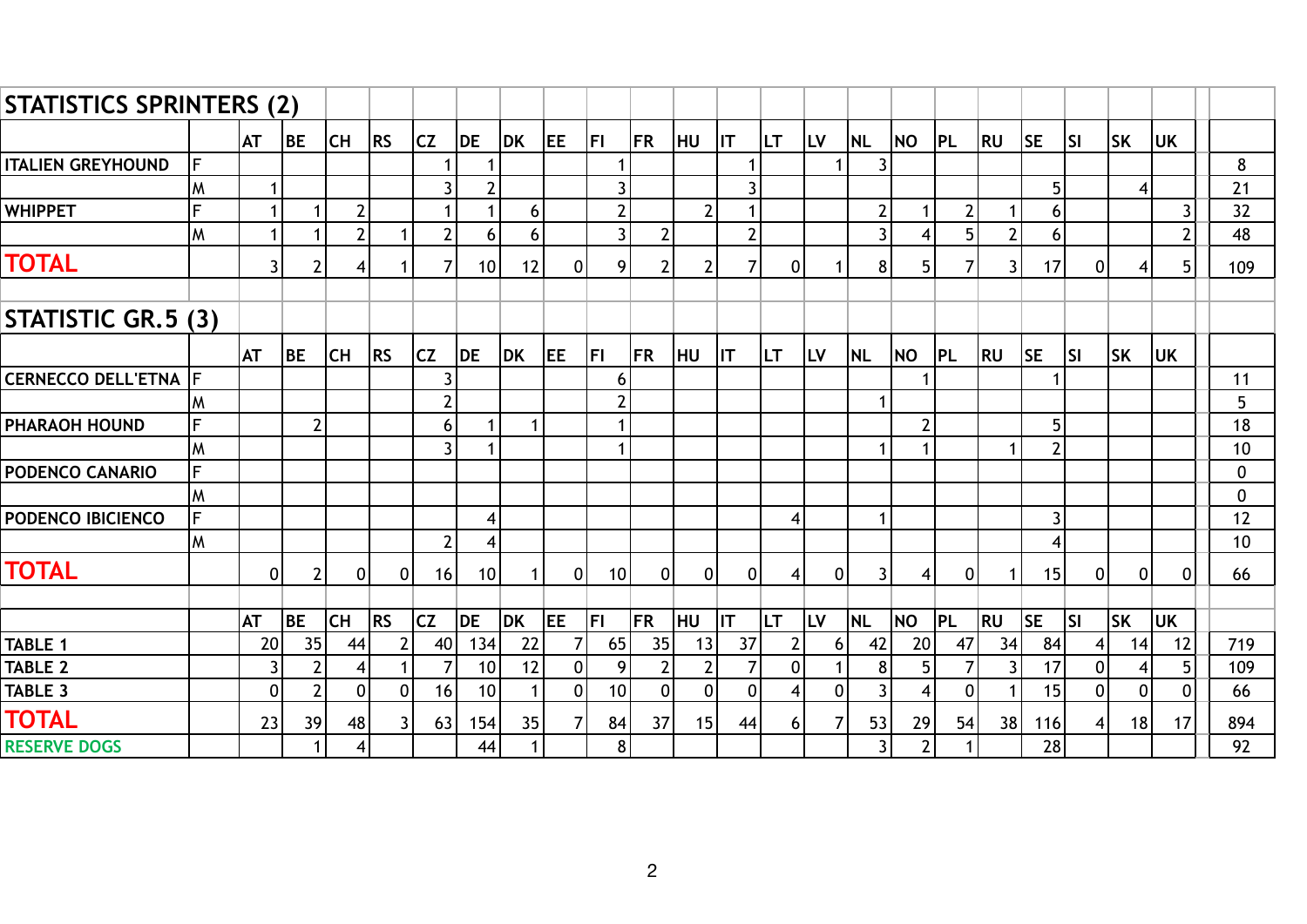## STATISTICS SPRINTERS (2)

| | | AT | BE | CH | RS | CZ | DE | DK | EE | FI | FR | HU | IT | LT | LV | NL | NO | PL | RU | SE | SI | SK | UK | |
|---|---|---|---|---|---|---|---|---|---|---|---|---|---|---|---|---|---|---|---|---|---|---|---|---|
| ITALIEN GREYHOUND | F | | | | | 1 | 1 | | | 1 | | | 1 | | 1 | 3 | | | | | | | | 8 |
| | M | 1 | | | | 3 | 2 | | | 3 | | | 3 | | | | | | | 5 | | 4 | | 21 |
| WHIPPET | F | 1 | 1 | 2 | | 1 | 1 | 6 | | 2 | | 2 | 1 | | | 2 | 1 | 2 | 1 | 6 | | | 3 | 32 |
| | M | 1 | 1 | 2 | 1 | 2 | 6 | 6 | | 3 | 2 | | 2 | | | 3 | 4 | 5 | 2 | 6 | | | 2 | 48 |
| **TOTAL** | | 3 | 2 | 4 | 1 | 7 | 10 | 12 | 0 | 9 | 2 | 2 | 7 | 0 | 1 | 8 | 5 | 7 | 3 | 17 | 0 | 4 | 5 | 109 |

## STATISTIC GR.5 (3)

| | | AT | BE | CH | RS | CZ | DE | DK | EE | FI | FR | HU | IT | LT | LV | NL | NO | PL | RU | SE | SI | SK | UK | |
|---|---|---|---|---|---|---|---|---|---|---|---|---|---|---|---|---|---|---|---|---|---|---|---|---|
| CERNECCO DELL'ETNA | F | | | | | 3 | | | | 6 | | | | | | | 1 | | | 1 | | | | 11 |
| | M | | | | | 2 | | | | 2 | | | | | | 1 | | | | | | | | 5 |
| PHARAOH HOUND | F | | 2 | | | 6 | 1 | 1 | | 1 | | | | | | | 2 | | | 5 | | | | 18 |
| | M | | | | | 3 | 1 | | | 1 | | | | | | 1 | 1 | | 1 | 2 | | | | 10 |
| PODENCO CANARIO | F | | | | | | | | | | | | | | | | | | | | | | | 0 |
| | M | | | | | | | | | | | | | | | | | | | | | | | 0 |
| PODENCO IBICIENCO | F | | | | | | 4 | | | | | | | 4 | | 1 | | | | 3 | | | | 12 |
| | M | | | | | 2 | 4 | | | | | | | | | | | | | 4 | | | | 10 |
| **TOTAL** | | 0 | 2 | 0 | 0 | 16 | 10 | 1 | 0 | 10 | 0 | 0 | 0 | 4 | 0 | 3 | 4 | 0 | 1 | 15 | 0 | 0 | 0 | 66 |

| | AT | BE | CH | RS | CZ | DE | DK | EE | FI | FR | HU | IT | LT | LV | NL | NO | PL | RU | SE | SI | SK | UK | |
|---|---|---|---|---|---|---|---|---|---|---|---|---|---|---|---|---|---|---|---|---|---|---|---|
| TABLE 1 | 20 | 35 | 44 | 2 | 40 | 134 | 22 | 7 | 65 | 35 | 13 | 37 | 2 | 6 | 42 | 20 | 47 | 34 | 84 | 4 | 14 | 12 | 719 |
| TABLE 2 | 3 | 2 | 4 | 1 | 7 | 10 | 12 | 0 | 9 | 2 | 2 | 7 | 0 | 1 | 8 | 5 | 7 | 3 | 17 | 0 | 4 | 5 | 109 |
| TABLE 3 | 0 | 2 | 0 | 0 | 16 | 10 | 1 | 0 | 10 | 0 | 0 | 0 | 4 | 0 | 3 | 4 | 0 | 1 | 15 | 0 | 0 | 0 | 66 |
| **TOTAL** | 23 | 39 | 48 | 3 | 63 | 154 | 35 | 7 | 84 | 37 | 15 | 44 | 6 | 7 | 53 | 29 | 54 | 38 | 116 | 4 | 18 | 17 | 894 |
| **RESERVE DOGS** | | 1 | 4 | | | 44 | 1 | | 8 | | | | | | 3 | 2 | 1 | | 28 | | | | 92 |